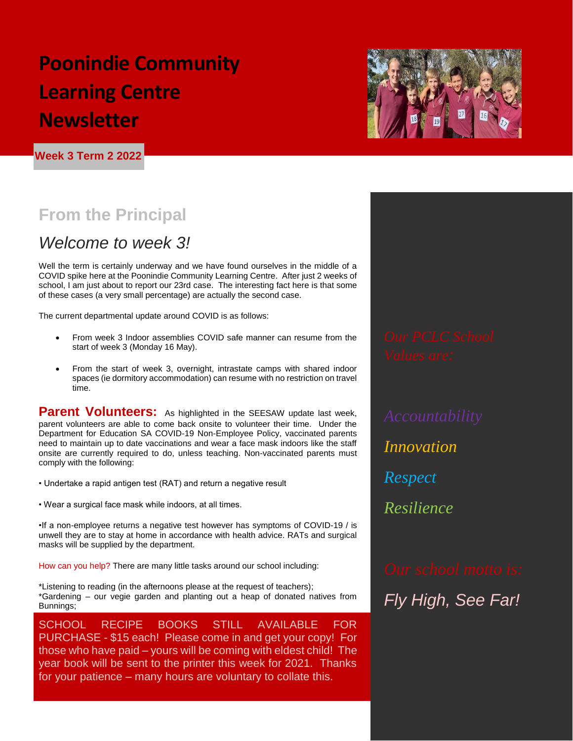# Poonindie Community Learning Centre Newsletter

**Week 3 Term 2 2022**

## From the Principal

### *Welcome to week 3!*

Well the term is certainly underway and we have found ourselves in the middle of a COVID spike here at the Poonindie Community Learning Centre. After just 2 weeks of school, I am just about to report our 23rd case. The interesting fact here is that some of these cases (a very small percentage) are actually the second case.

The current departmental update around COVID is as follows:

- From week 3 Indoor assemblies COVID safe manner can resume from the start of week 3 (Monday 16 May).
- From the start of week 3, overnight, intrastate camps with shared indoor spaces (ie dormitory accommodation) can resume with no restriction on travel time.

**Parent Volunteers:** As highlighted in the SEESAW update last week, parent volunteers are able to come back onsite to volunteer their time. Under the Department for Education SA COVID-19 Non-Employee Policy, vaccinated parents need to maintain up to date vaccinations and wear a face mask indoors like the staff onsite are currently required to do, unless teaching. Non-vaccinated parents must comply with the following:

• Undertake a rapid antigen test (RAT) and return a negative result

• Wear a surgical face mask while indoors, at all times.

•If a non-employee returns a negative test however has symptoms of COVID-19 / is unwell they are to stay at home in accordance with health advice. RATs and surgical masks will be supplied by the department.

How can you help? There are many little tasks around our school including:

*Listening to reading (in the afternoons please at the request of teachers);
*Gardening – our vegie garden and planting out a heap of donated natives from Bunnings;

SCHOOL RECIPE BOOKS STILL AVAILABLE FOR PURCHASE - $15 each! Please come in and get your copy! For those who have paid – yours will be coming with eldest child! The year book will be sent to the printer this week for 2021. Thanks for your patience – many hours are voluntary to collate this.

*Our PCLC School Values are:*

*Accountability*

*Innovation*

*Respect*

*Resilience*

*Our school motto is:*

*Fly High, See Far!*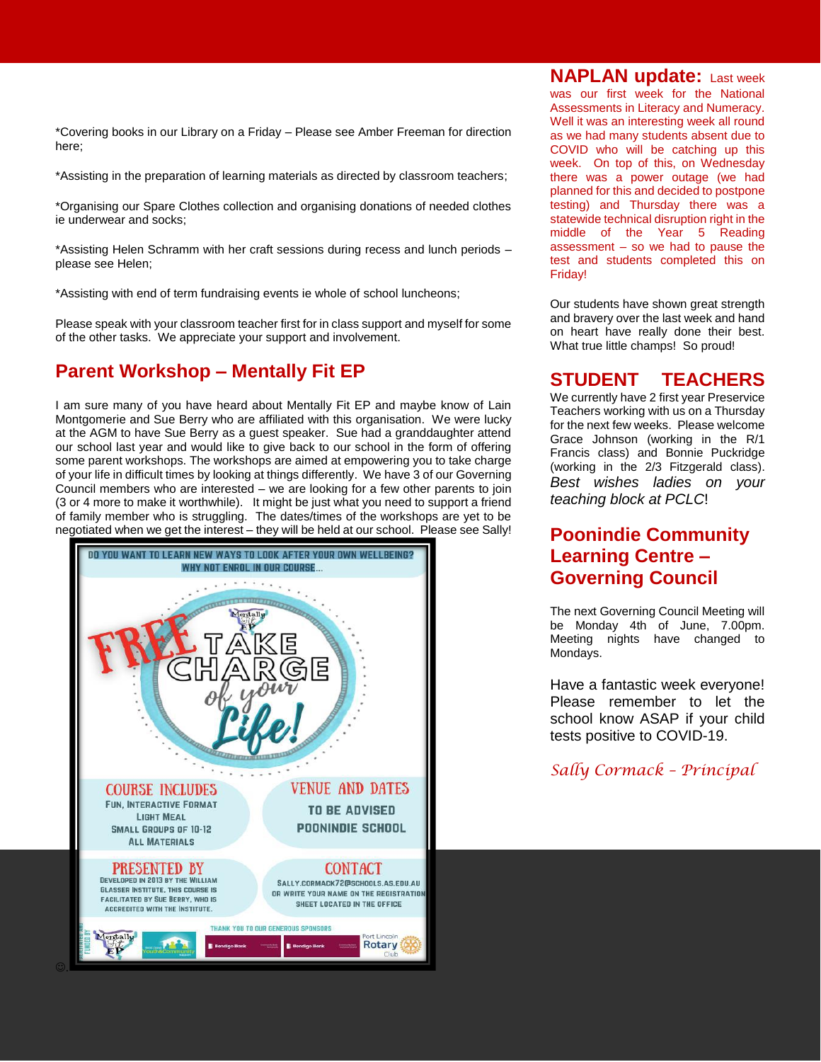*Covering books in our Library on a Friday – Please see Amber Freeman for direction here;

*Assisting in the preparation of learning materials as directed by classroom teachers;

*Organising our Spare Clothes collection and organising donations of needed clothes ie underwear and socks;

*Assisting Helen Schramm with her craft sessions during recess and lunch periods – please see Helen;

*Assisting with end of term fundraising events ie whole of school luncheons;

Please speak with your classroom teacher first for in class support and myself for some of the other tasks. We appreciate your support and involvement.

## Parent Workshop – Mentally Fit EP

I am sure many of you have heard about Mentally Fit EP and maybe know of Lain Montgomerie and Sue Berry who are affiliated with this organisation. We were lucky at the AGM to have Sue Berry as a guest speaker. Sue had a granddaughter attend our school last year and would like to give back to our school in the form of offering some parent workshops. The workshops are aimed at empowering you to take charge of your life in difficult times by looking at things differently. We have 3 of our Governing Council members who are interested – we are looking for a few other parents to join (3 or 4 more to make it worthwhile). It might be just what you need to support a friend of family member who is struggling. The dates/times of the workshops are yet to be negotiated when we get the interest – they will be held at our school. Please see Sally!

DO YOU WANT TO LEARN NEW WAYS TO LOOK AFTER YOUR OWN WELLBEING? WHY NOT ENROL IN OUR COURSE...

FREE TAKE CHARGE of your Life!

**COURSE INCLUDES**
Fun, Interactive Format
Light Meal
Small Groups of 10-12
All Materials

**VENUE AND DATES**
TO BE ADVISED
POONINDIE SCHOOL

**PRESENTED BY**
Developed in 2013 by the William Glasser Institute. This course is facilitated by Sue Berry, who is accredited with the Institute.

**CONTACT**
SALLY.CORMACK72@SCHOOLS.AS.EDU.AU OR WRITE YOUR NAME ON THE REGISTRATION SHEET LOCATED IN THE OFFICE

THANK YOU TO OUR GENEROUS SPONSORS

☺.

## NAPLAN update:

Last week was our first week for the National Assessments in Literacy and Numeracy. Well it was an interesting week all round as we had many students absent due to COVID who will be catching up this week. On top of this, on Wednesday there was a power outage (we had planned for this and decided to postpone testing) and Thursday there was a statewide technical disruption right in the middle of the Year 5 Reading assessment – so we had to pause the test and students completed this on Friday!

Our students have shown great strength and bravery over the last week and hand on heart have really done their best. What true little champs! So proud!

## STUDENT TEACHERS

We currently have 2 first year Preservice Teachers working with us on a Thursday for the next few weeks. Please welcome Grace Johnson (working in the R/1 Francis class) and Bonnie Puckridge (working in the 2/3 Fitzgerald class). *Best wishes ladies on your teaching block at PCLC*!

## Poonindie Community Learning Centre – Governing Council

The next Governing Council Meeting will be Monday 4th of June, 7.00pm. Meeting nights have changed to Mondays.

Have a fantastic week everyone! Please remember to let the school know ASAP if your child tests positive to COVID-19.

*Sally Cormack – Principal*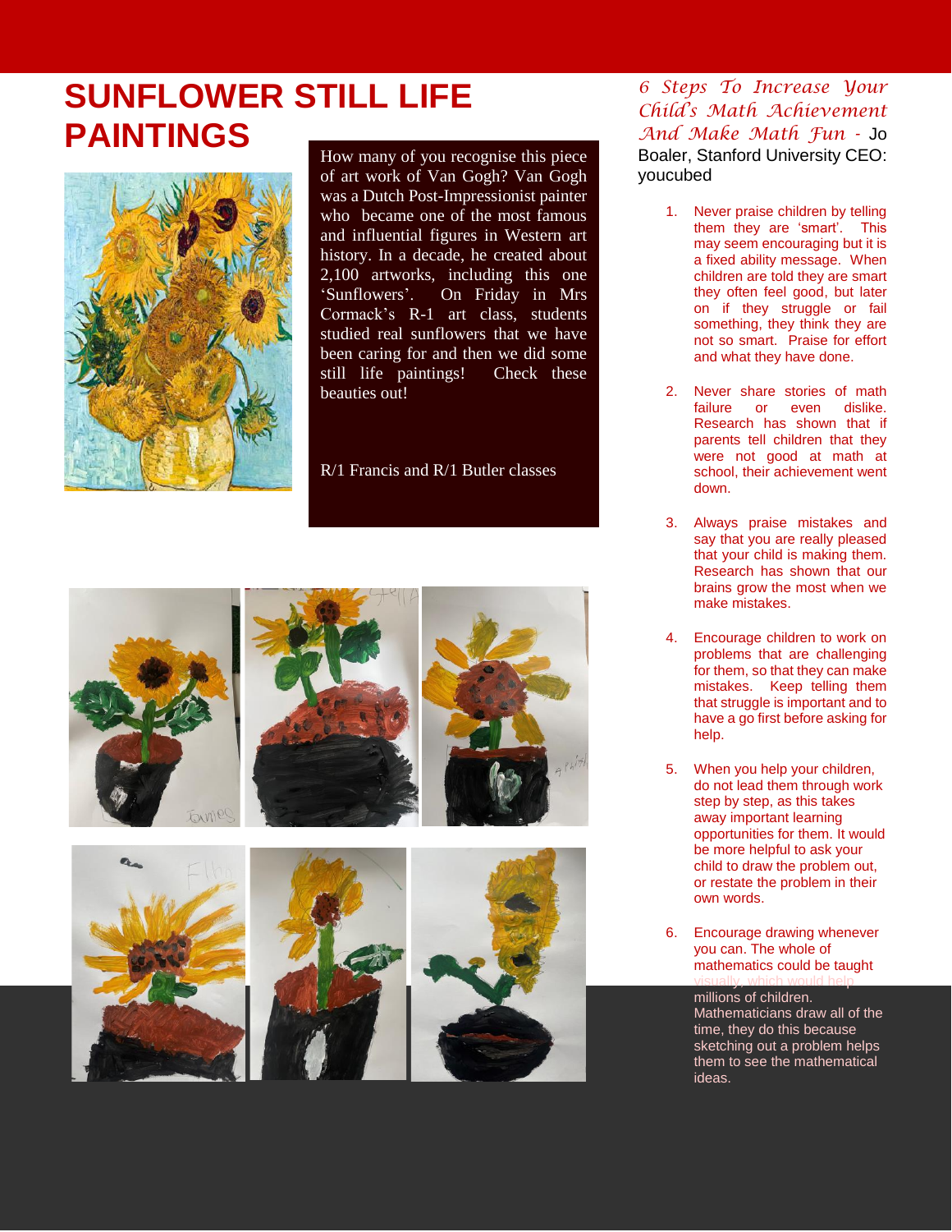# SUNFLOWER STILL LIFE PAINTINGS

How many of you recognise this piece of art work of Van Gogh? Van Gogh was a Dutch Post-Impressionist painter who became one of the most famous and influential figures in Western art history. In a decade, he created about 2,100 artworks, including this one 'Sunflowers'. On Friday in Mrs Cormack's R-1 art class, students studied real sunflowers that we have been caring for and then we did some still life paintings! Check these beauties out!

R/1 Francis and R/1 Butler classes

## *6 Steps To Increase Your Child's Math Achievement And Make Math Fun* - Jo Boaler, Stanford University CEO: youcubed

1. Never praise children by telling them they are 'smart'. This may seem encouraging but it is a fixed ability message. When children are told they are smart they often feel good, but later on if they struggle or fail something, they think they are not so smart. Praise for effort and what they have done.

2. Never share stories of math failure or even dislike. Research has shown that if parents tell children that they were not good at math at school, their achievement went down.

3. Always praise mistakes and say that you are really pleased that your child is making them. Research has shown that our brains grow the most when we make mistakes.

4. Encourage children to work on problems that are challenging for them, so that they can make mistakes. Keep telling them that struggle is important and to have a go first before asking for help.

5. When you help your children, do not lead them through work step by step, as this takes away important learning opportunities for them. It would be more helpful to ask your child to draw the problem out, or restate the problem in their own words.

6. Encourage drawing whenever you can. The whole of mathematics could be taught visually, which would help millions of children. Mathematicians draw all of the time, they do this because sketching out a problem helps them to see the mathematical ideas.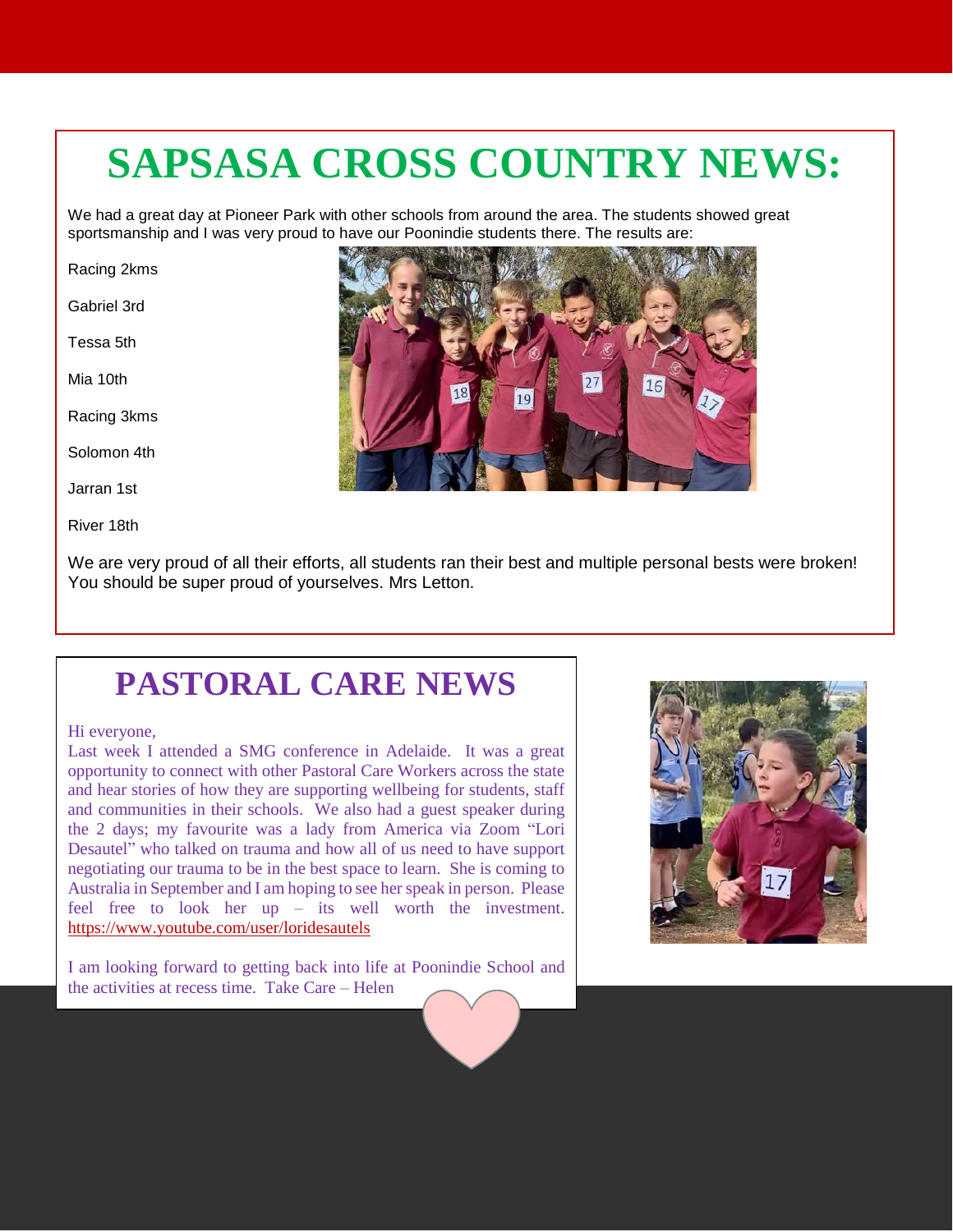# SAPSASA CROSS COUNTRY NEWS:

We had a great day at Pioneer Park with other schools from around the area. The students showed great sportsmanship and I was very proud to have our Poonindie students there. The results are:

Racing 2kms

Gabriel 3rd

Tessa 5th

Mia 10th

Racing 3kms

Solomon 4th

Jarran 1st

River 18th

We are very proud of all their efforts, all students ran their best and multiple personal bests were broken! You should be super proud of yourselves. Mrs Letton.

## PASTORAL CARE NEWS

Hi everyone,

Last week I attended a SMG conference in Adelaide. It was a great opportunity to connect with other Pastoral Care Workers across the state and hear stories of how they are supporting wellbeing for students, staff and communities in their schools. We also had a guest speaker during the 2 days; my favourite was a lady from America via Zoom "Lori Desautel" who talked on trauma and how all of us need to have support negotiating our trauma to be in the best space to learn. She is coming to Australia in September and I am hoping to see her speak in person. Please feel free to look her up – its well worth the investment. https://www.youtube.com/user/loridesautels

I am looking forward to getting back into life at Poonindie School and the activities at recess time. Take Care – Helen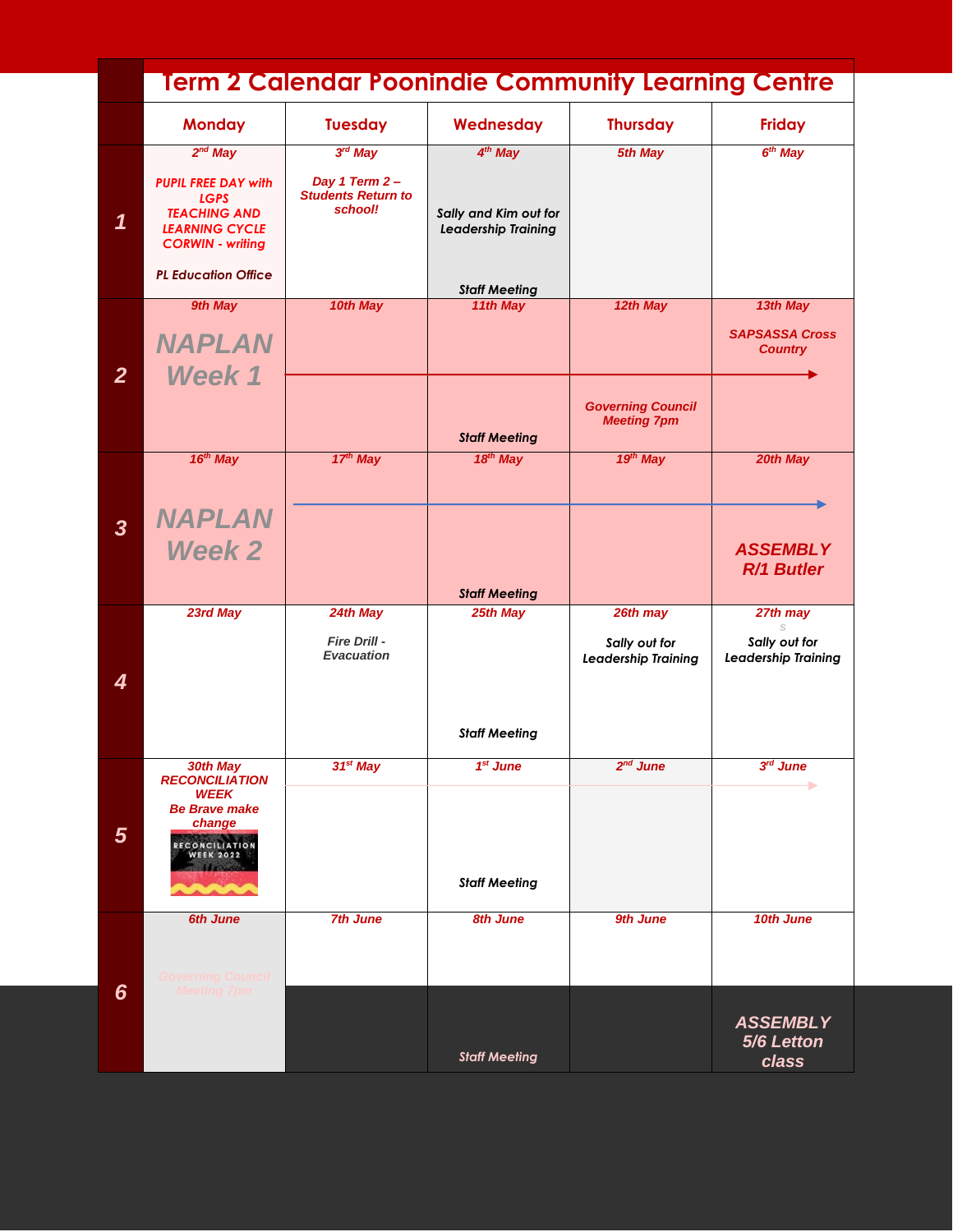# Term 2 Calendar Poonindie Community Learning Centre

| | Monday | Tuesday | Wednesday | Thursday | Friday |
|---|---|---|---|---|---|
| 1 | 2nd May<br>PUPIL FREE DAY with LGPS TEACHING AND LEARNING CYCLE CORWIN - writing<br>PL Education Office | 3rd May<br>Day 1 Term 2 – Students Return to school! | 4th May<br>Sally and Kim out for Leadership Training<br>Staff Meeting | 5th May | 6th May |
| 2 | 9th May<br>NAPLAN Week 1 | 10th May | 11th May<br>Staff Meeting | 12th May<br>Governing Council Meeting 7pm | 13th May<br>SAPSASSA Cross Country |
| 3 | 16th May<br>NAPLAN Week 2 | 17th May | 18th May<br>Staff Meeting | 19th May | 20th May<br>ASSEMBLY R/1 Butler |
| 4 | 23rd May | 24th May<br>Fire Drill - Evacuation | 25th May<br>Staff Meeting | 26th may<br>Sally out for Leadership Training | 27th may<br>Sally out for Leadership Training |
| 5 | 30th May<br>RECONCILIATION WEEK<br>Be Brave make change<br>RECONCILIATION WEEK 2022 | 31st May | 1st June<br>Staff Meeting | 2nd June | 3rd June |
| 6 | 6th June<br>Governing Council Meeting 7pm | 7th June | 8th June<br>Staff Meeting | 9th June | 10th June<br>ASSEMBLY 5/6 Letton class |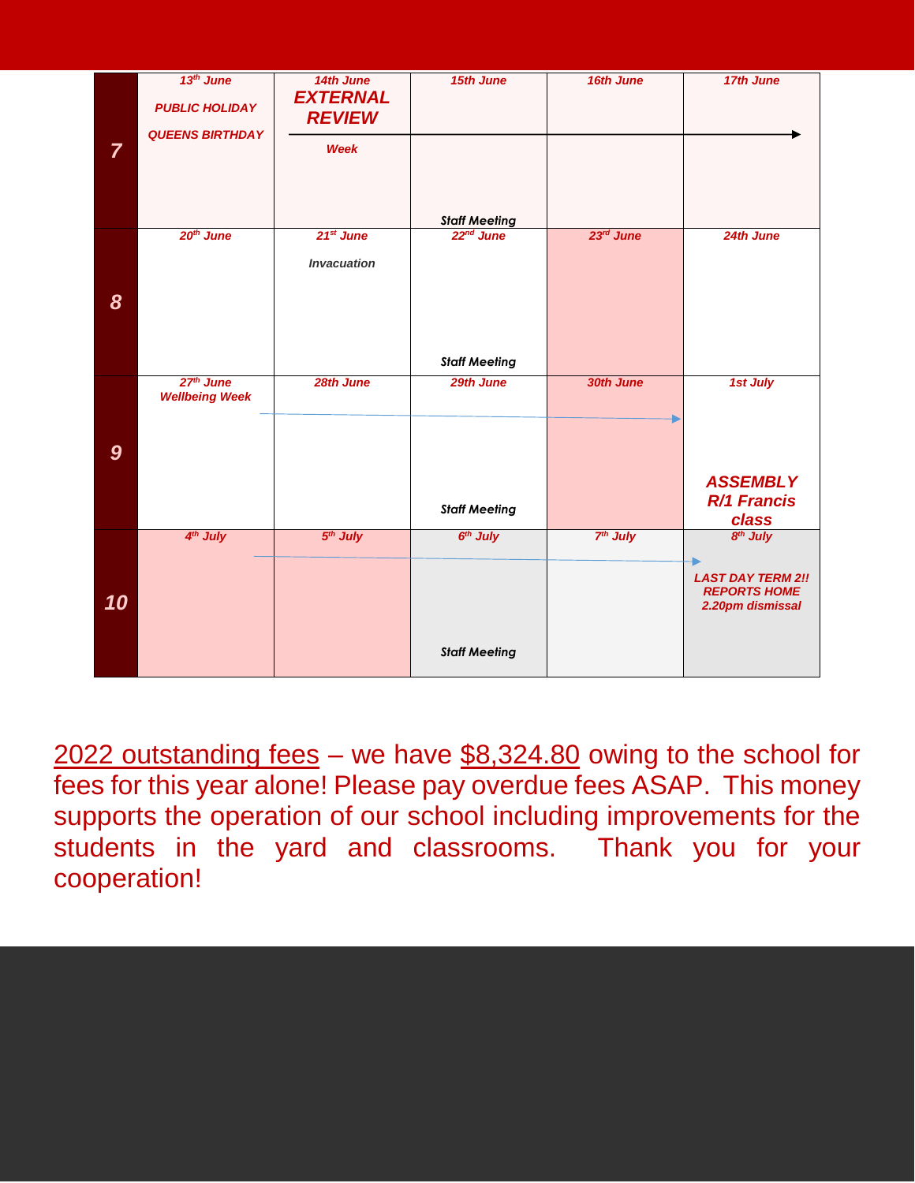| | | | | | |
|---|---|---|---|---|---|
| **7** | 13th June<br>PUBLIC HOLIDAY<br>QUEENS BIRTHDAY | 14th June<br>**EXTERNAL REVIEW**<br>Week → | 15th June<br><br>Staff Meeting | 16th June | 17th June |
| **8** | 20th June | 21st June<br>Invacuation | 22nd June<br><br>Staff Meeting | 23rd June | 24th June |
| **9** | 27th June<br>Wellbeing Week → | 28th June | 29th June<br><br>Staff Meeting | 30th June | 1st July<br><br>**ASSEMBLY R/1 Francis class** |
| **10** | 4th July → | 5th July | 6th July<br><br>Staff Meeting | 7th July | 8th July<br>LAST DAY TERM 2!!<br>REPORTS HOME<br>2.20pm dismissal |

2022 outstanding fees – we have $8,324.80 owing to the school for fees for this year alone! Please pay overdue fees ASAP. This money supports the operation of our school including improvements for the students in the yard and classrooms. Thank you for your cooperation!